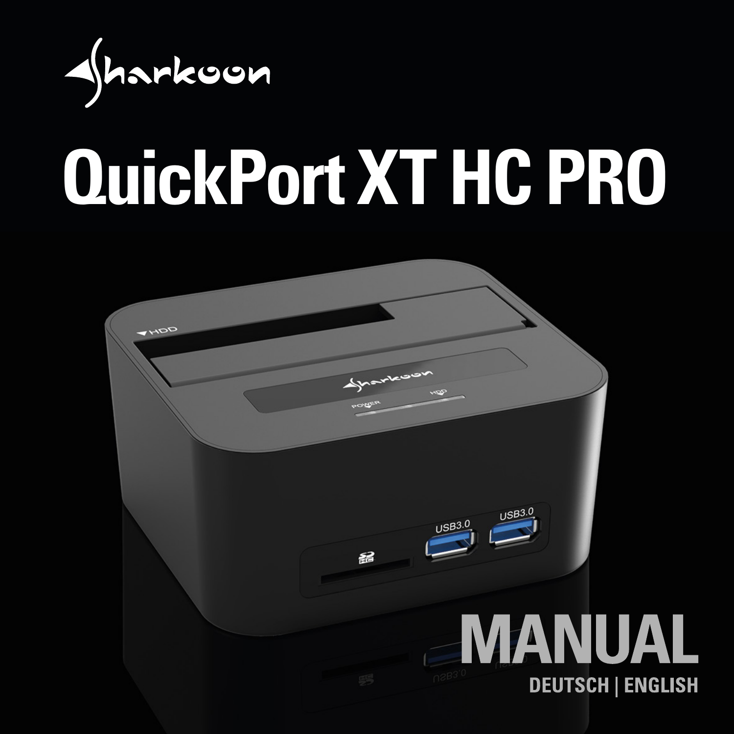Sharkoon

# QuickPort XT HC PRO

# MANUAL

DEUTSCH | ENGLISH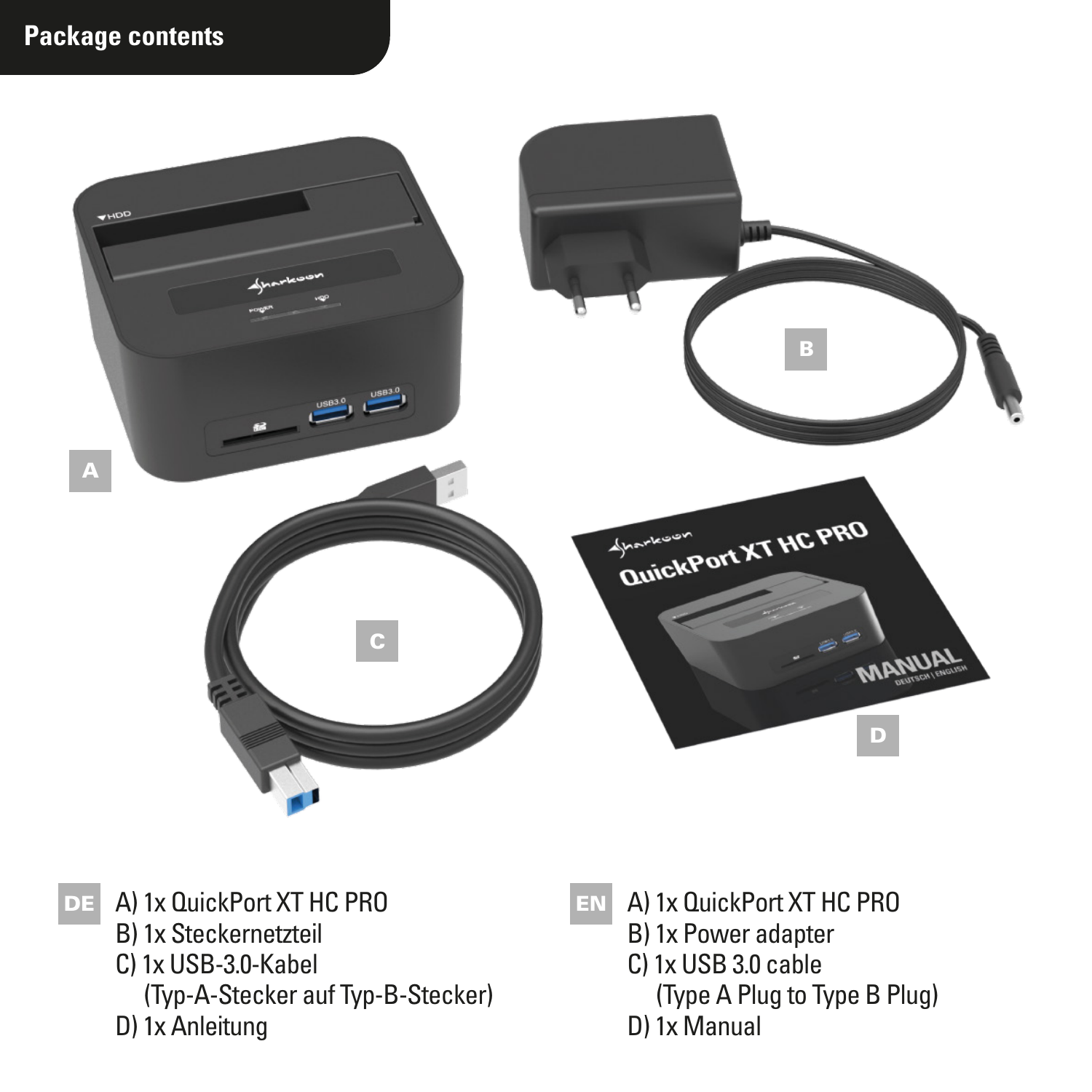## Package contents

A

B

C

D

**DE**

A) 1x QuickPort XT HC PRO
B) 1x Steckernetzteil
C) 1x USB-3.0-Kabel
(Typ-A-Stecker auf Typ-B-Stecker)
D) 1x Anleitung

**EN**

A) 1x QuickPort XT HC PRO
B) 1x Power adapter
C) 1x USB 3.0 cable
(Type A Plug to Type B Plug)
D) 1x Manual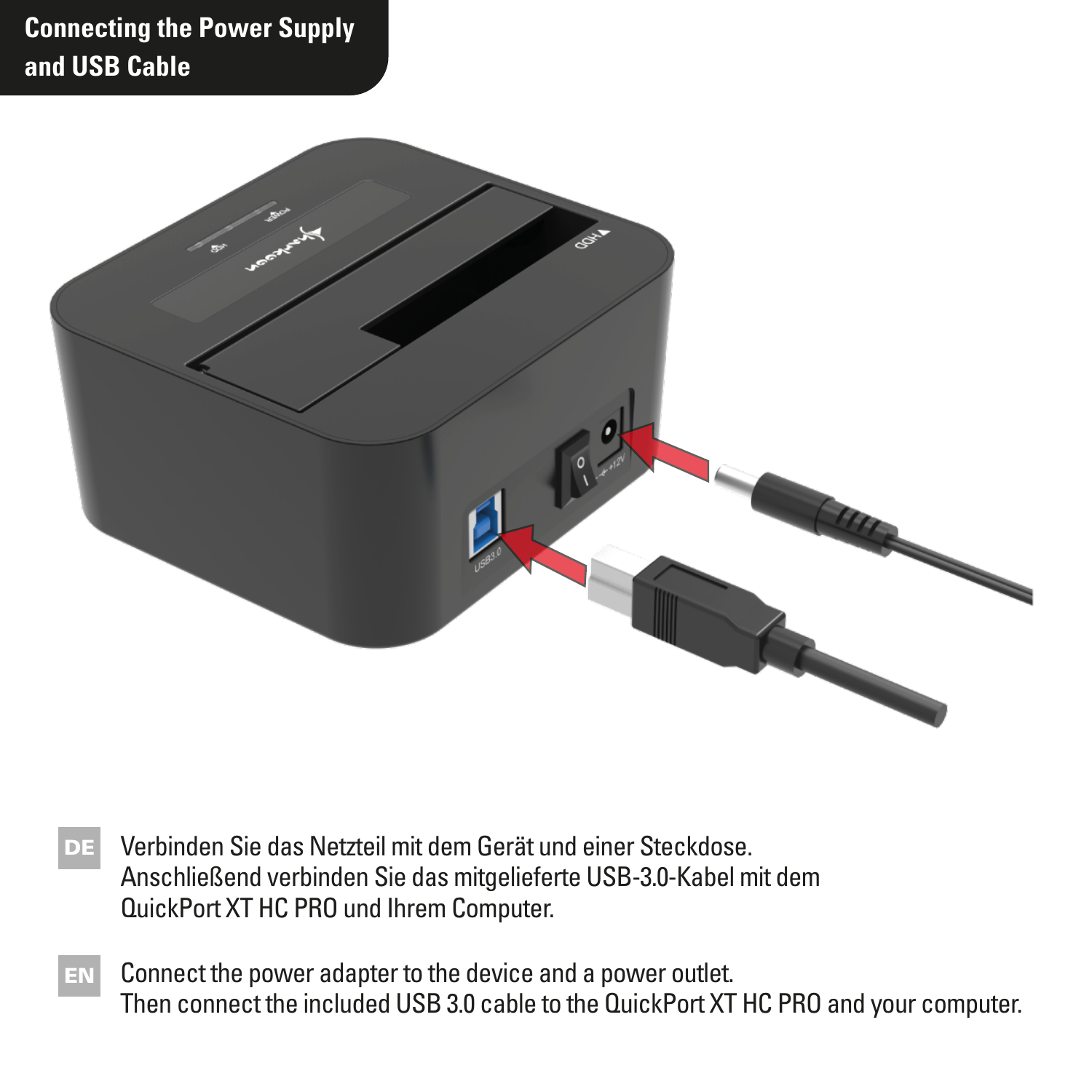## Connecting the Power Supply and USB Cable

**DE** Verbinden Sie das Netzteil mit dem Gerät und einer Steckdose.
Anschließend verbinden Sie das mitgelieferte USB-3.0-Kabel mit dem QuickPort XT HC PRO und Ihrem Computer.

**EN** Connect the power adapter to the device and a power outlet.
Then connect the included USB 3.0 cable to the QuickPort XT HC PRO and your computer.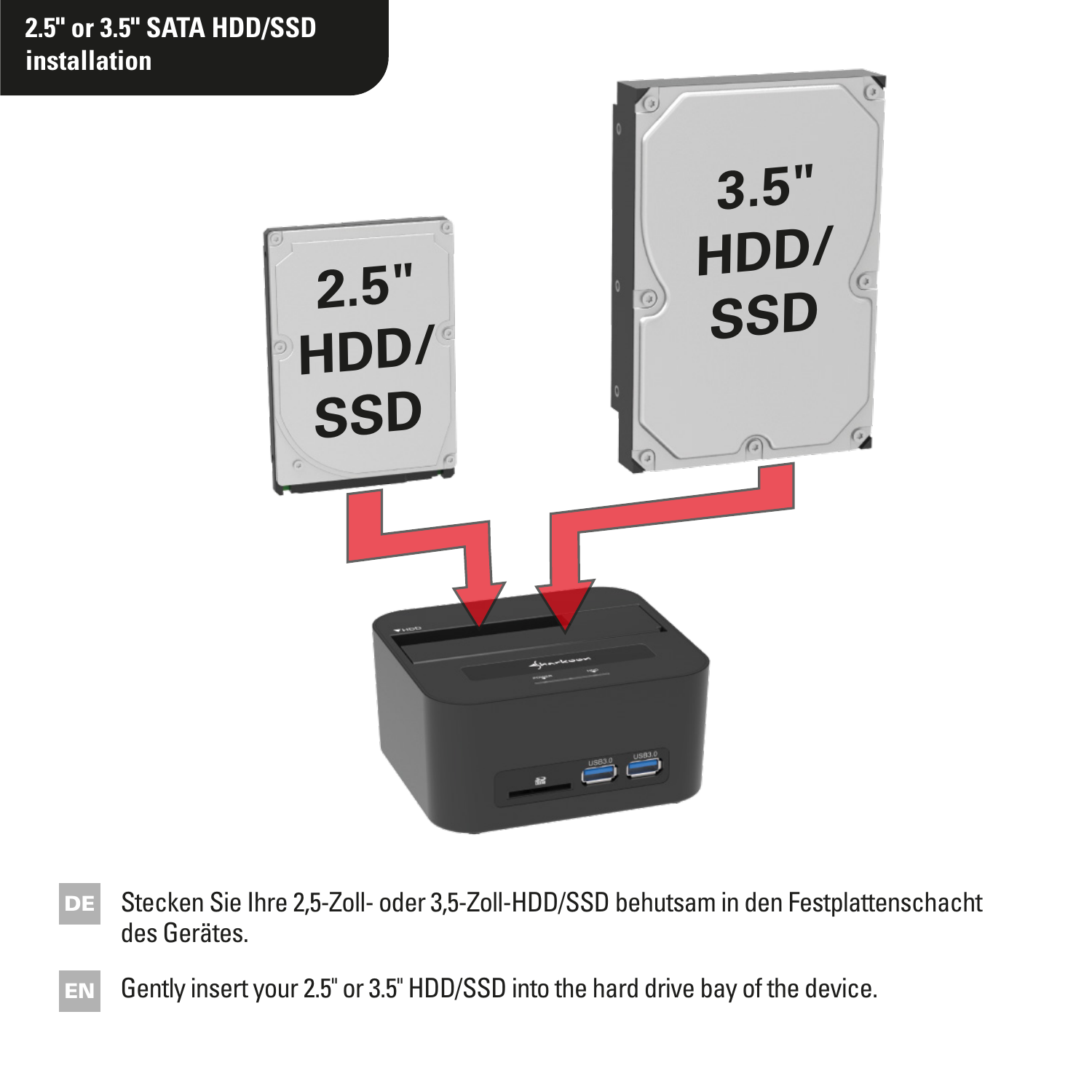## 2.5" or 3.5" SATA HDD/SSD installation

**DE** Stecken Sie Ihre 2,5-Zoll- oder 3,5-Zoll-HDD/SSD behutsam in den Festplattenschacht des Gerätes.

**EN** Gently insert your 2.5" or 3.5" HDD/SSD into the hard drive bay of the device.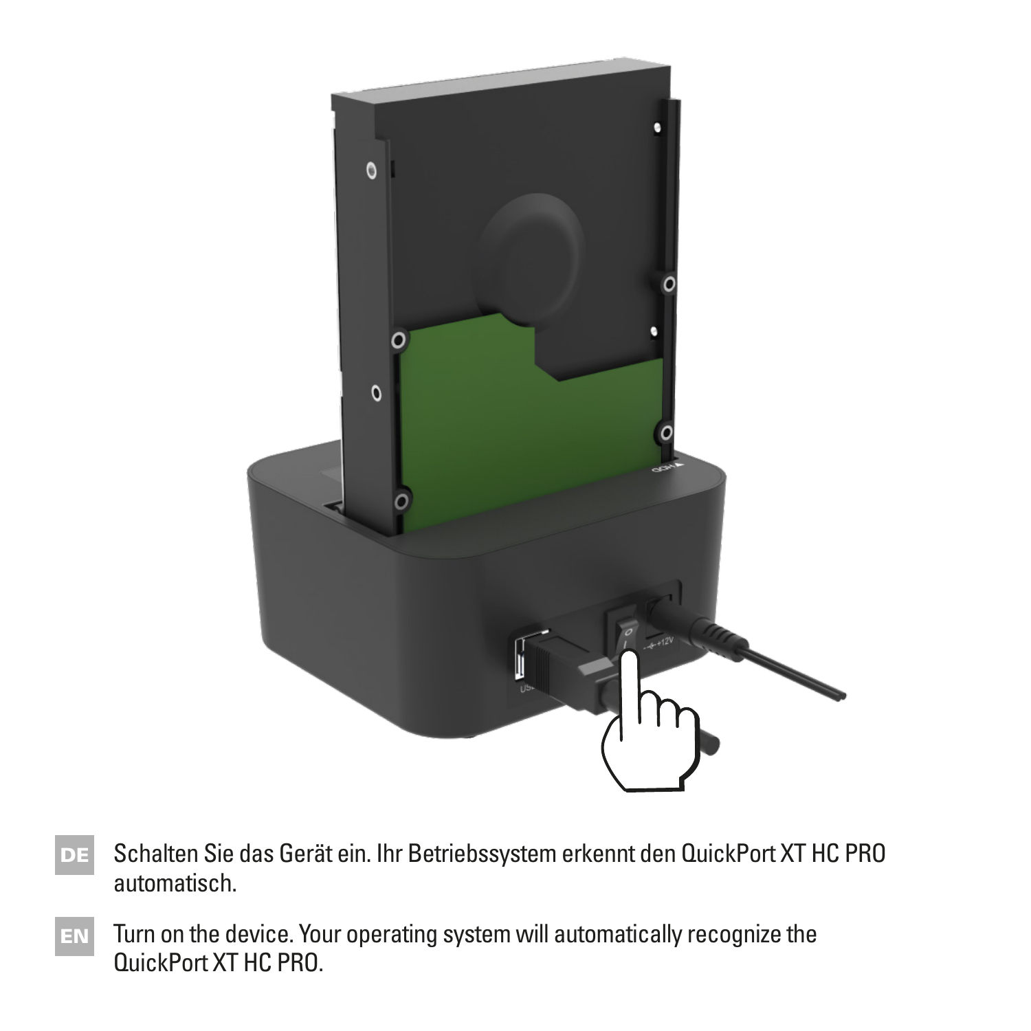**DE** Schalten Sie das Gerät ein. Ihr Betriebssystem erkennt den QuickPort XT HC PRO automatisch.

**EN** Turn on the device. Your operating system will automatically recognize the QuickPort XT HC PRO.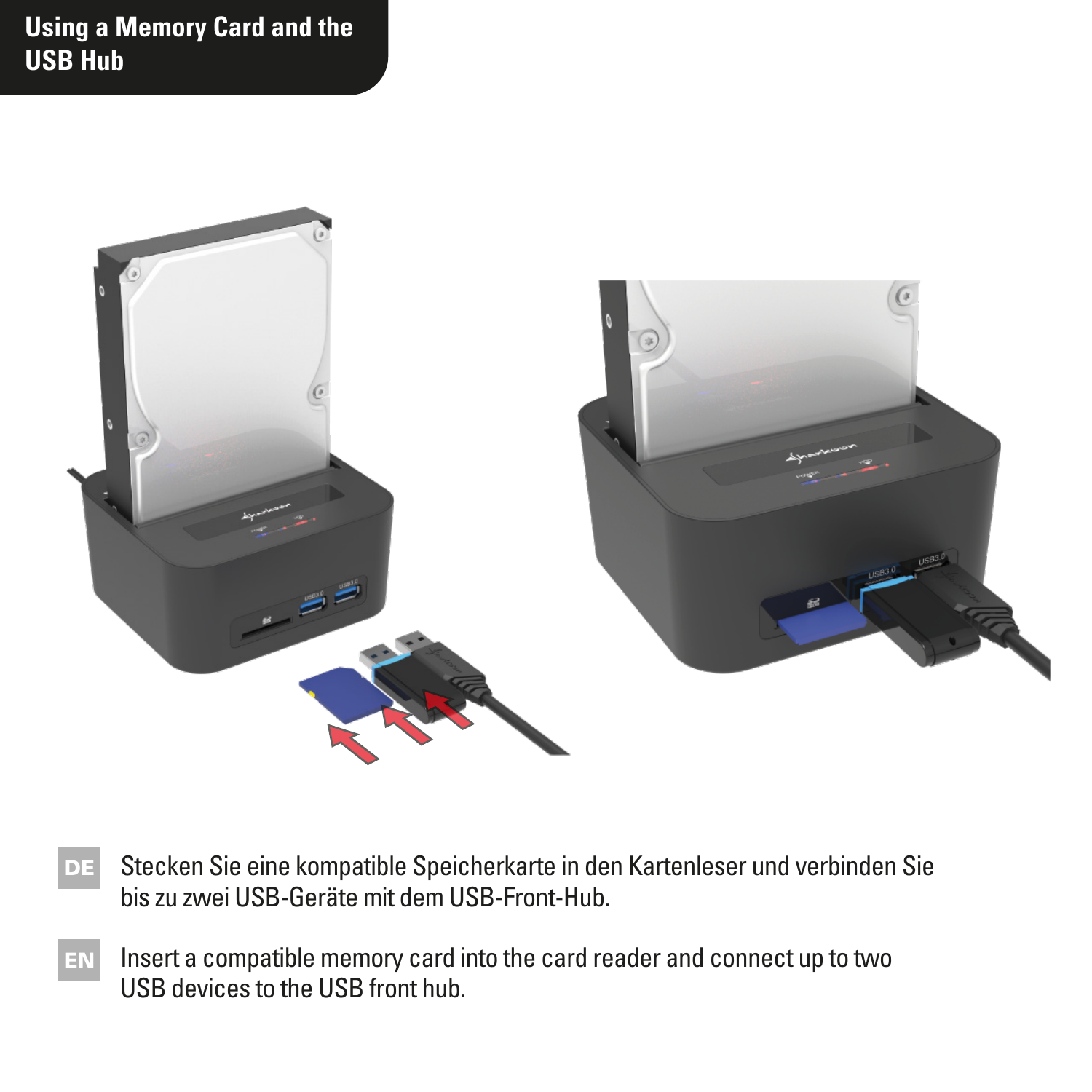# Using a Memory Card and the USB Hub

**DE** Stecken Sie eine kompatible Speicherkarte in den Kartenleser und verbinden Sie bis zu zwei USB-Geräte mit dem USB-Front-Hub.

**EN** Insert a compatible memory card into the card reader and connect up to two USB devices to the USB front hub.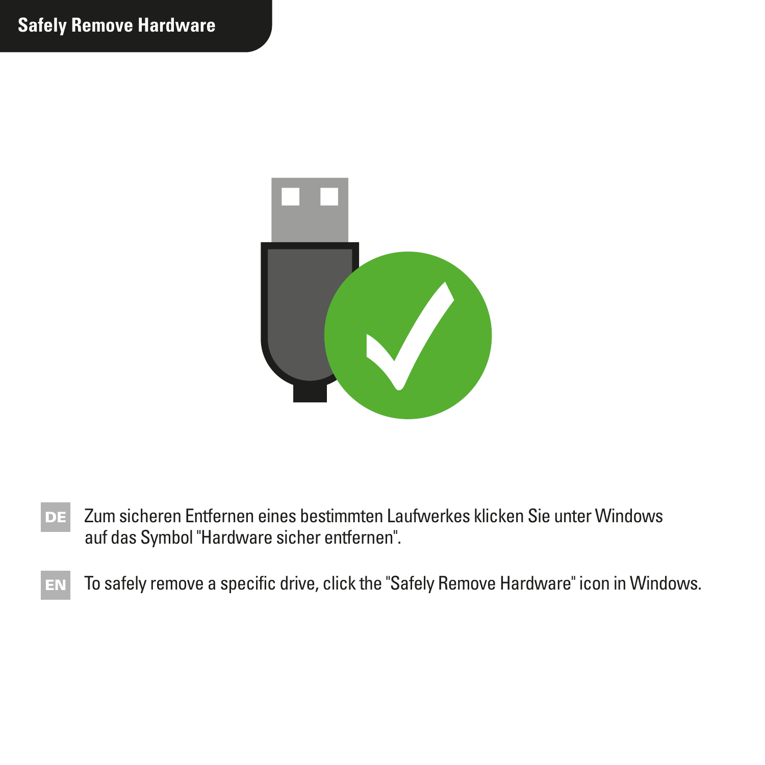## Safely Remove Hardware

**DE** Zum sicheren Entfernen eines bestimmten Laufwerkes klicken Sie unter Windows auf das Symbol "Hardware sicher entfernen".

**EN** To safely remove a specific drive, click the "Safely Remove Hardware" icon in Windows.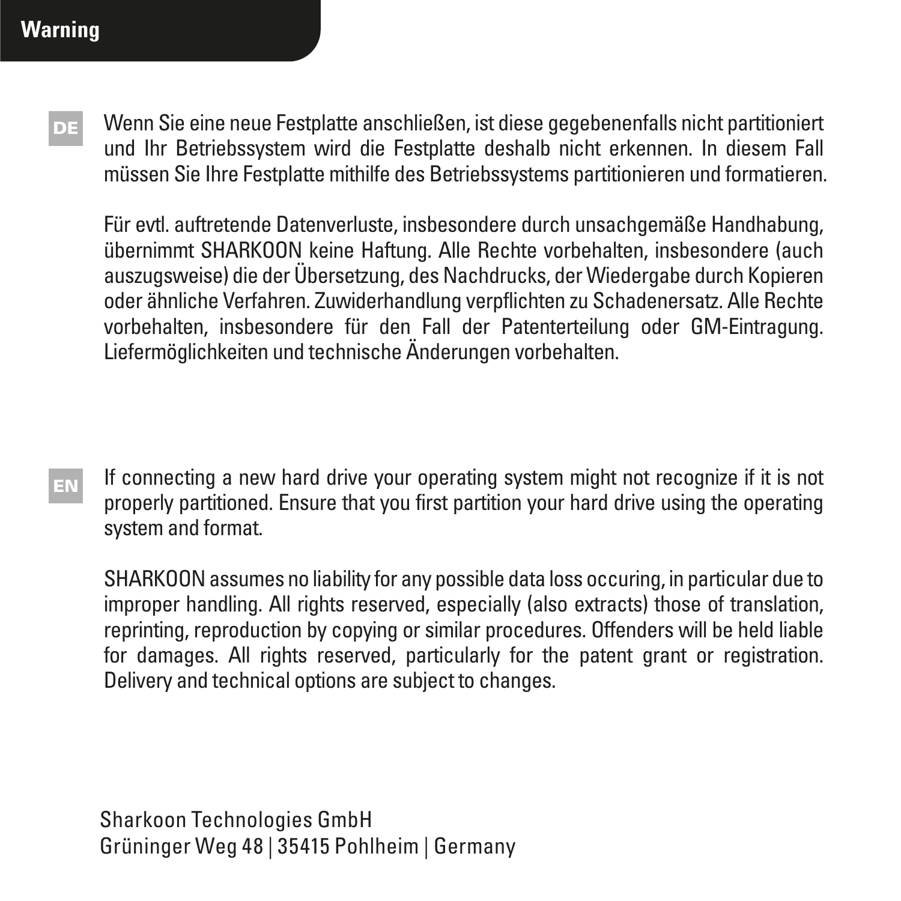## Warning

**DE**

Wenn Sie eine neue Festplatte anschließen, ist diese gegebenenfalls nicht partitioniert und Ihr Betriebssystem wird die Festplatte deshalb nicht erkennen. In diesem Fall müssen Sie Ihre Festplatte mithilfe des Betriebssystems partitionieren und formatieren.

Für evtl. auftretende Datenverluste, insbesondere durch unsachgemäße Handhabung, übernimmt SHARKOON keine Haftung. Alle Rechte vorbehalten, insbesondere (auch auszugsweise) die der Übersetzung, des Nachdrucks, der Wiedergabe durch Kopieren oder ähnliche Verfahren. Zuwiderhandlung verpflichten zu Schadenersatz. Alle Rechte vorbehalten, insbesondere für den Fall der Patenterteilung oder GM-Eintragung. Liefermöglichkeiten und technische Änderungen vorbehalten.

**EN**

If connecting a new hard drive your operating system might not recognize if it is not properly partitioned. Ensure that you first partition your hard drive using the operating system and format.

SHARKOON assumes no liability for any possible data loss occuring, in particular due to improper handling. All rights reserved, especially (also extracts) those of translation, reprinting, reproduction by copying or similar procedures. Offenders will be held liable for damages. All rights reserved, particularly for the patent grant or registration. Delivery and technical options are subject to changes.

Sharkoon Technologies GmbH
Grüninger Weg 48 | 35415 Pohlheim | Germany